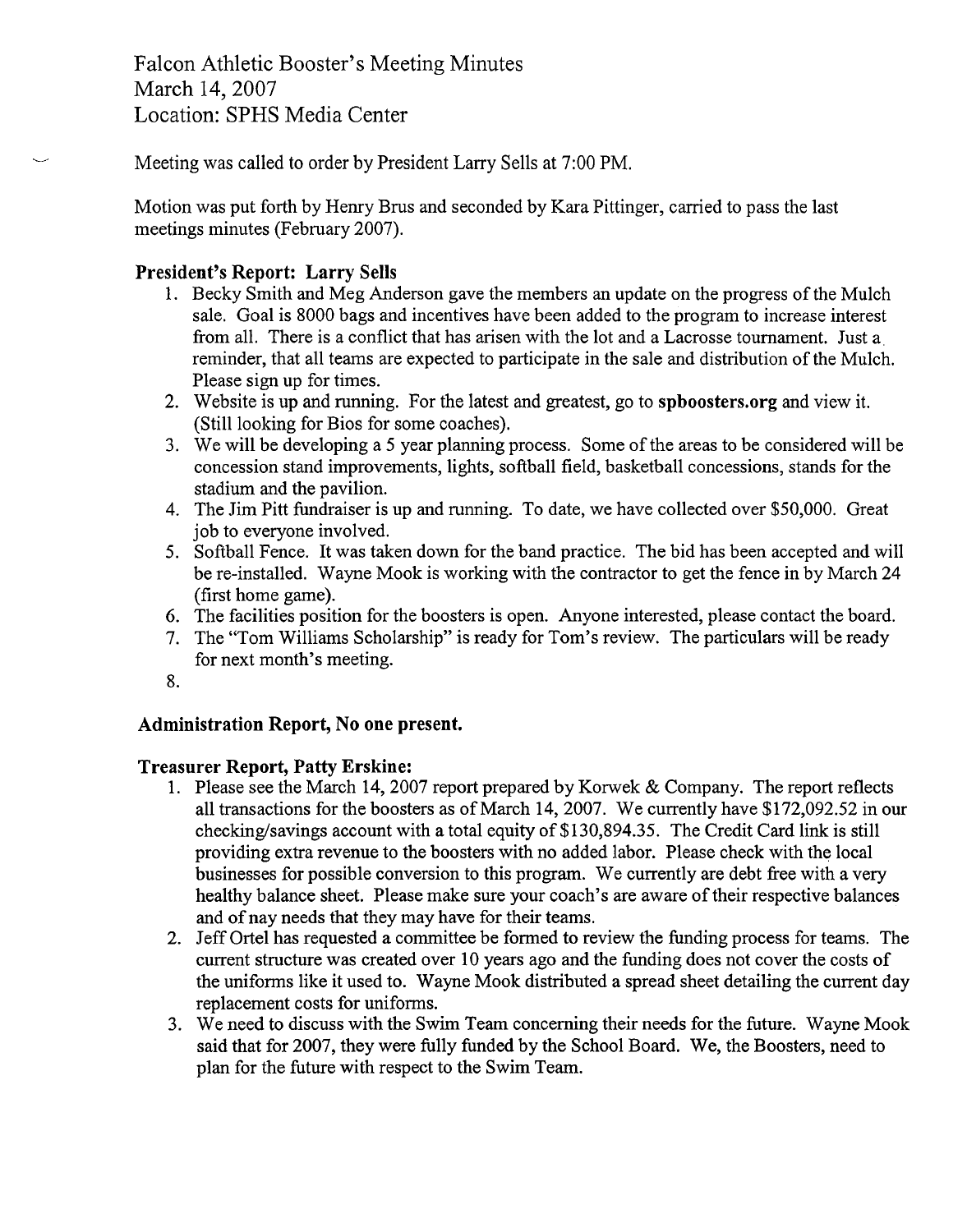# Falcon Athletic Booster's Meeting Minutes
March 14, 2007
Location: SPHS Media Center

Meeting was called to order by President Larry Sells at 7:00 PM.

Motion was put forth by Henry Brus and seconded by Kara Pittinger, carried to pass the last meetings minutes (February 2007).

### President's Report: Larry Sells

1. Becky Smith and Meg Anderson gave the members an update on the progress of the Mulch sale. Goal is 8000 bags and incentives have been added to the program to increase interest from all. There is a conflict that has arisen with the lot and a Lacrosse tournament. Just a reminder, that all teams are expected to participate in the sale and distribution of the Mulch. Please sign up for times.
2. Website is up and running. For the latest and greatest, go to **spboosters.org** and view it. (Still looking for Bios for some coaches).
3. We will be developing a 5 year planning process. Some of the areas to be considered will be concession stand improvements, lights, softball field, basketball concessions, stands for the stadium and the pavilion.
4. The Jim Pitt fundraiser is up and running. To date, we have collected over $50,000. Great job to everyone involved.
5. Softball Fence. It was taken down for the band practice. The bid has been accepted and will be re-installed. Wayne Mook is working with the contractor to get the fence in by March 24 (first home game).
6. The facilities position for the boosters is open. Anyone interested, please contact the board.
7. The "Tom Williams Scholarship" is ready for Tom's review. The particulars will be ready for next month's meeting.
8.

### Administration Report, No one present.

### Treasurer Report, Patty Erskine:

1. Please see the March 14, 2007 report prepared by Korwek & Company. The report reflects all transactions for the boosters as of March 14, 2007. We currently have $172,092.52 in our checking/savings account with a total equity of $130,894.35. The Credit Card link is still providing extra revenue to the boosters with no added labor. Please check with the local businesses for possible conversion to this program. We currently are debt free with a very healthy balance sheet. Please make sure your coach's are aware of their respective balances and of nay needs that they may have for their teams.
2. Jeff Ortel has requested a committee be formed to review the funding process for teams. The current structure was created over 10 years ago and the funding does not cover the costs of the uniforms like it used to. Wayne Mook distributed a spread sheet detailing the current day replacement costs for uniforms.
3. We need to discuss with the Swim Team concerning their needs for the future. Wayne Mook said that for 2007, they were fully funded by the School Board. We, the Boosters, need to plan for the future with respect to the Swim Team.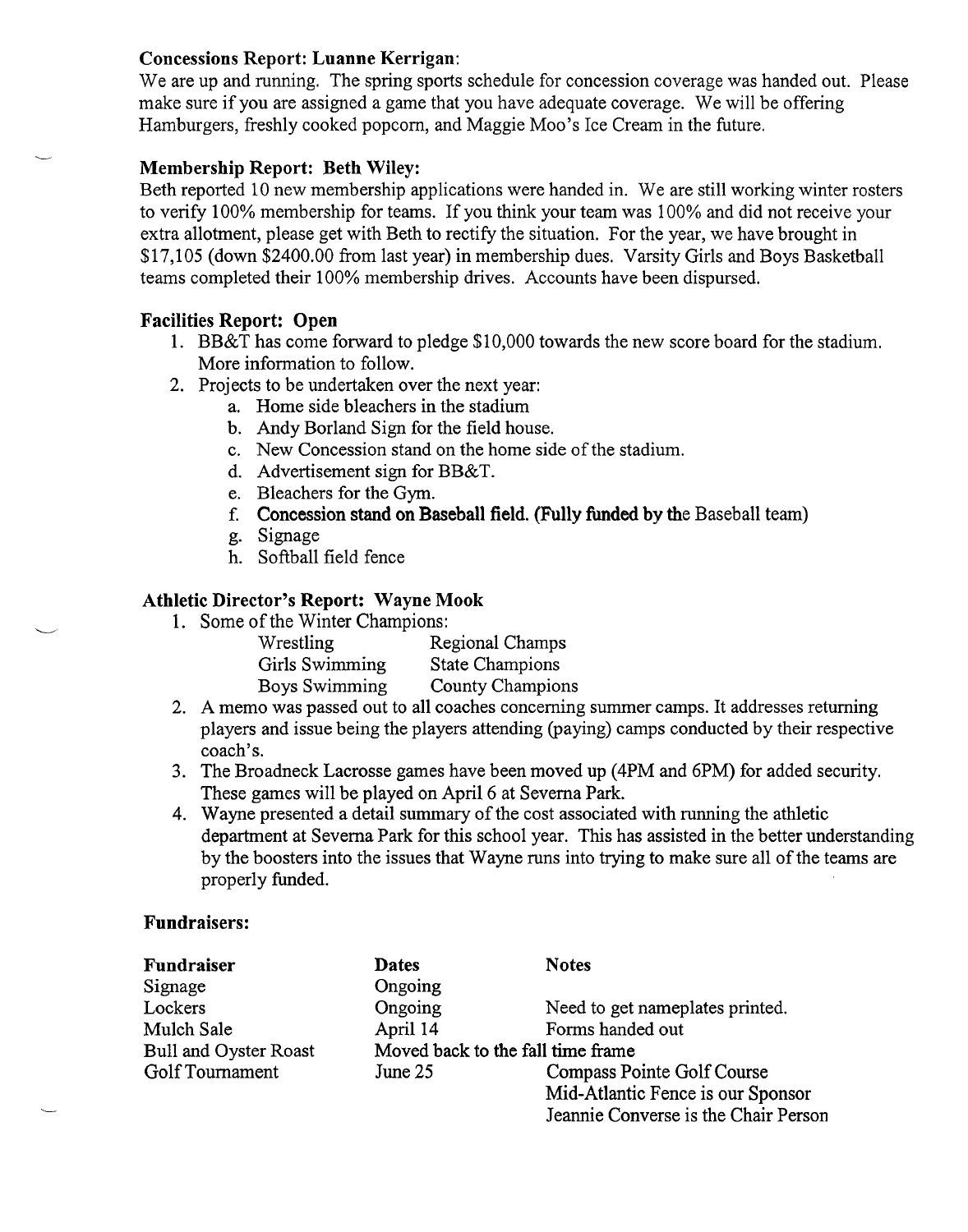**Concessions Report: Luanne Kerrigan**:
We are up and running. The spring sports schedule for concession coverage was handed out. Please make sure if you are assigned a game that you have adequate coverage. We will be offering Hamburgers, freshly cooked popcorn, and Maggie Moo's Ice Cream in the future.

**Membership Report: Beth Wiley:**
Beth reported 10 new membership applications were handed in. We are still working winter rosters to verify 100% membership for teams. If you think your team was 100% and did not receive your extra allotment, please get with Beth to rectify the situation. For the year, we have brought in $17,105 (down $2400.00 from last year) in membership dues. Varsity Girls and Boys Basketball teams completed their 100% membership drives. Accounts have been dispursed.

**Facilities Report: Open**

1. BB&T has come forward to pledge $10,000 towards the new score board for the stadium. More information to follow.
2. Projects to be undertaken over the next year:
   a. Home side bleachers in the stadium
   b. Andy Borland Sign for the field house.
   c. New Concession stand on the home side of the stadium.
   d. Advertisement sign for BB&T.
   e. Bleachers for the Gym.
   f. **Concession stand on Baseball field. (Fully funded by th**e Baseball team)
   g. Signage
   h. Softball field fence

**Athletic Director's Report: Wayne Mook**

1. Some of the Winter Champions:

| | |
|---|---|
| Wrestling | Regional Champs |
| Girls Swimming | State Champions |
| Boys Swimming | County Champions |

2. A memo was passed out to all coaches concerning summer camps. It addresses returning players and issue being the players attending (paying) camps conducted by their respective coach's.
3. The Broadneck Lacrosse games have been moved up (4PM and 6PM) for added security. These games will be played on April 6 at Severna Park.
4. Wayne presented a detail summary of the cost associated with running the athletic department at Severna Park for this school year. This has assisted in the better understanding by the boosters into the issues that Wayne runs into trying to make sure all of the teams are properly funded.

**Fundraisers:**

| **Fundraiser** | **Dates** | **Notes** |
|---|---|---|
| Signage | Ongoing | |
| Lockers | Ongoing | Need to get nameplates printed. |
| Mulch Sale | April 14 | Forms handed out |
| Bull and Oyster Roast | Moved back to the fall time frame | |
| Golf Tournament | June 25 | Compass Pointe Golf Course<br>Mid-Atlantic Fence is our Sponsor<br>Jeannie Converse is the Chair Person |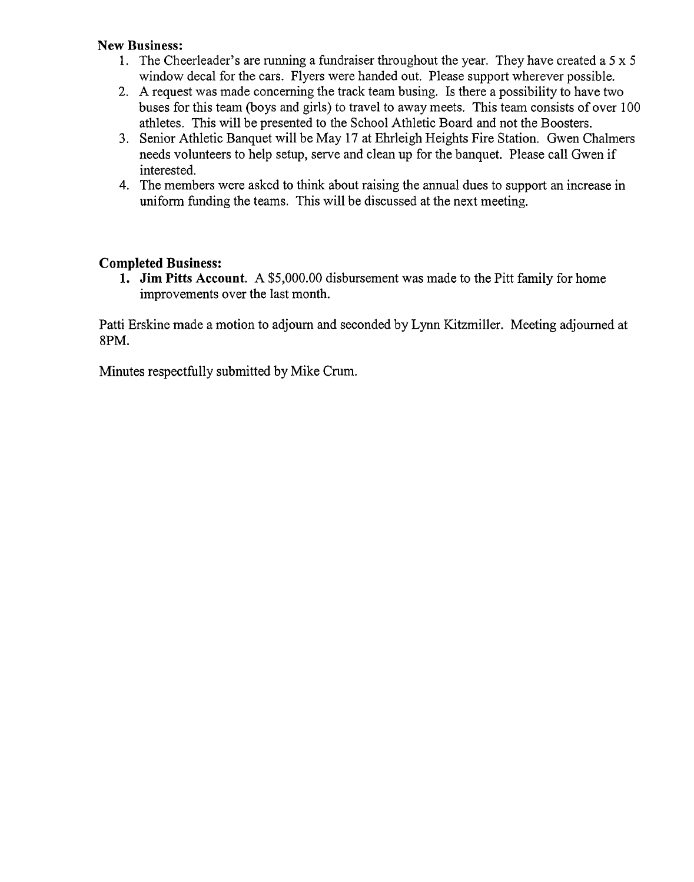**New Business:**

1. The Cheerleader's are running a fundraiser throughout the year. They have created a 5 x 5 window decal for the cars. Flyers were handed out. Please support wherever possible.
2. A request was made concerning the track team busing. Is there a possibility to have two buses for this team (boys and girls) to travel to away meets. This team consists of over 100 athletes. This will be presented to the School Athletic Board and not the Boosters.
3. Senior Athletic Banquet will be May 17 at Ehrleigh Heights Fire Station. Gwen Chalmers needs volunteers to help setup, serve and clean up for the banquet. Please call Gwen if interested.
4. The members were asked to think about raising the annual dues to support an increase in uniform funding the teams. This will be discussed at the next meeting.

**Completed Business:**

1. **Jim Pitts Account.** A $5,000.00 disbursement was made to the Pitt family for home improvements over the last month.

Patti Erskine made a motion to adjourn and seconded by Lynn Kitzmiller. Meeting adjourned at 8PM.

Minutes respectfully submitted by Mike Crum.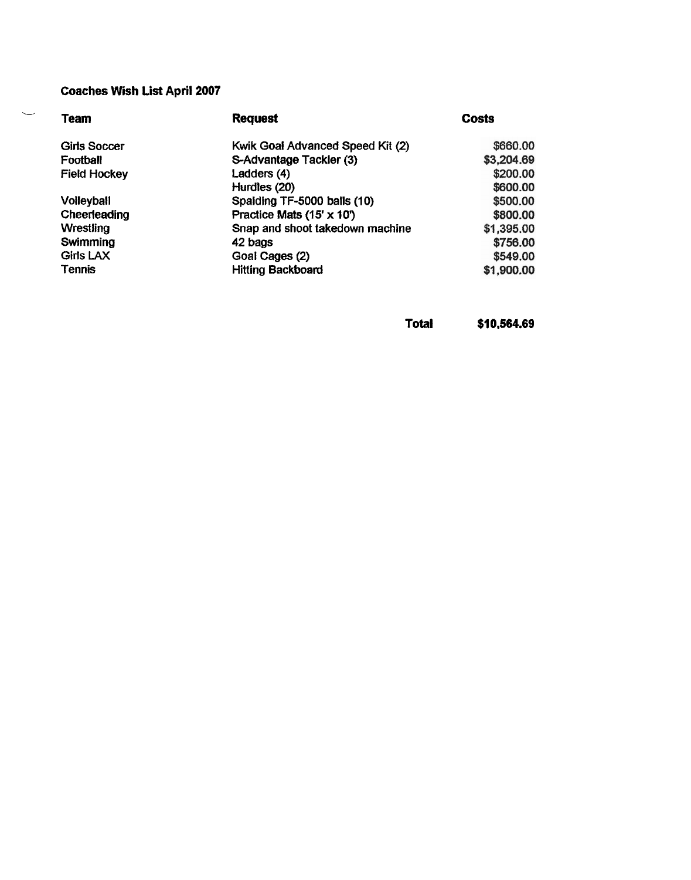**Coaches Wish List April 2007**

| Team | Request | Costs |
|---|---|---|
| Girls Soccer | Kwik Goal Advanced Speed Kit (2) | $660.00 |
| Football | S-Advantage Tackler (3) | $3,204.69 |
| Field Hockey | Ladders (4) | $200.00 |
| | Hurdles (20) | $600.00 |
| Volleyball | Spalding TF-5000 balls (10) | $500.00 |
| Cheerleading | Practice Mats (15' x 10') | $800.00 |
| Wrestling | Snap and shoot takedown machine | $1,395.00 |
| Swimming | 42 bags | $756.00 |
| Girls LAX | Goal Cages (2) | $549.00 |
| Tennis | Hitting Backboard | $1,900.00 |
| | **Total** | **$10,564.69** |